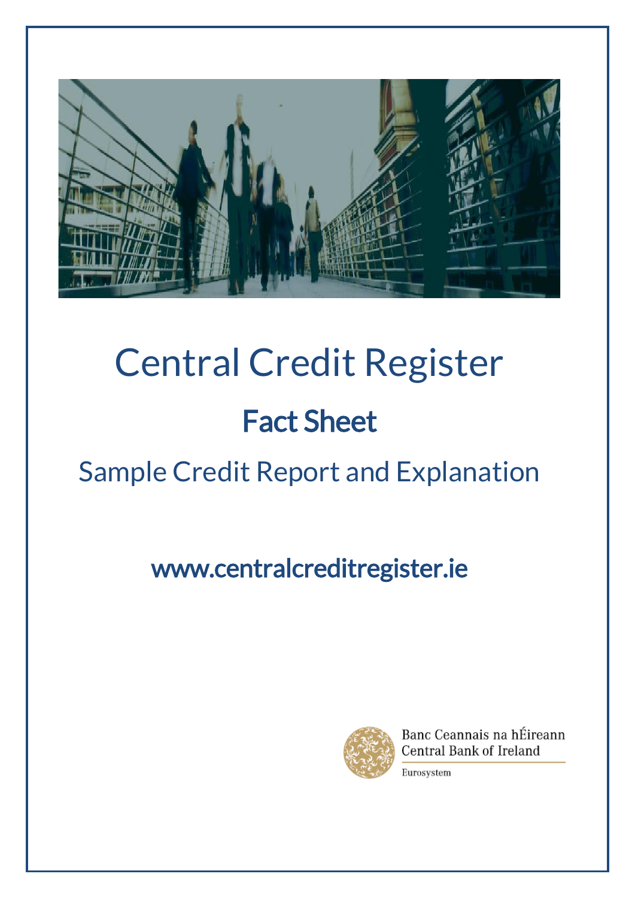# Central Credit Register

## Fact Sheet

### Sample Credit Report and Explanation

www.centralcreditregister.ie

Banc Ceannais na hÉireann
Central Bank of Ireland

Eurosystem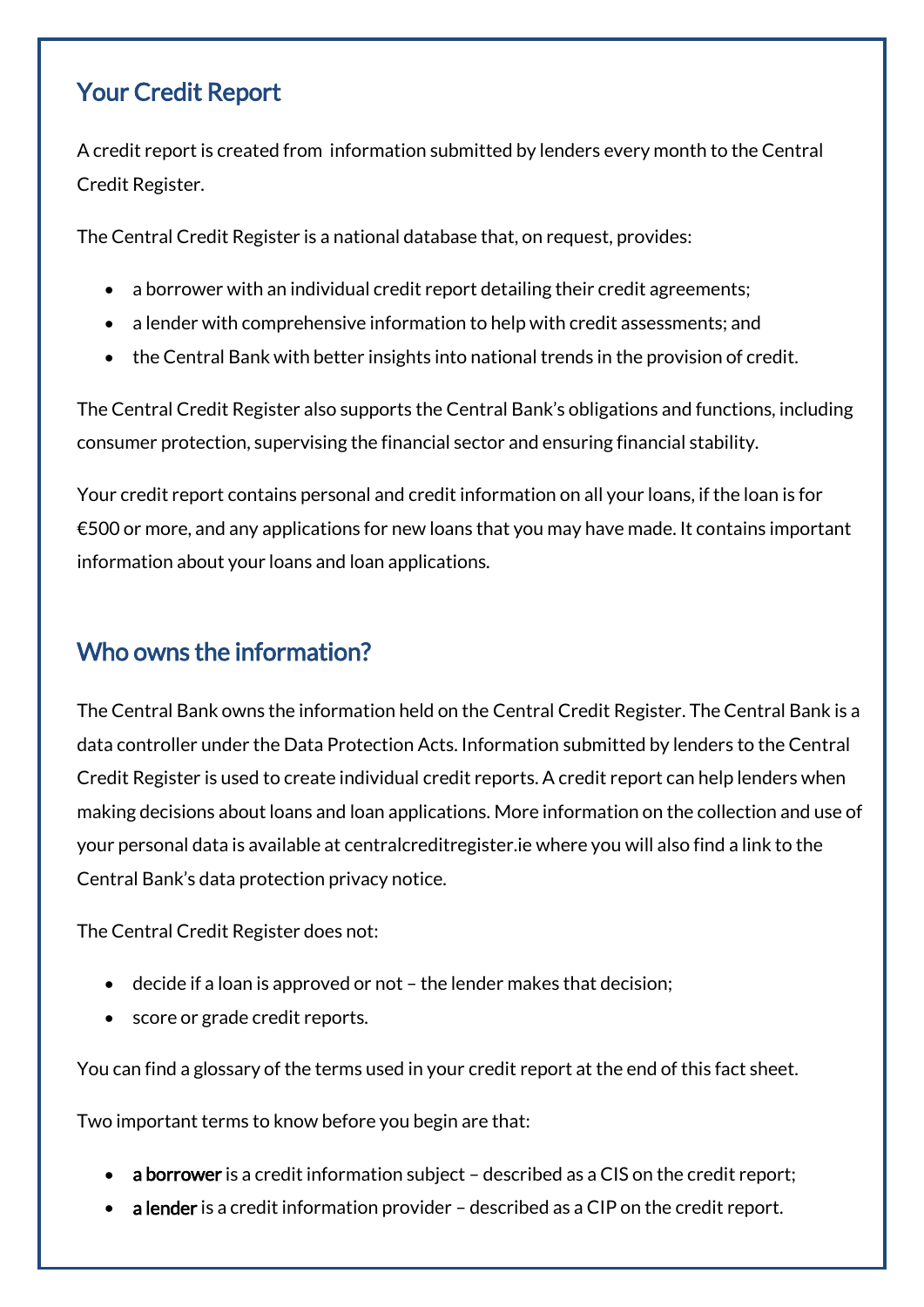## Your Credit Report

A credit report is created from information submitted by lenders every month to the Central Credit Register.

The Central Credit Register is a national database that, on request, provides:

- a borrower with an individual credit report detailing their credit agreements;
- a lender with comprehensive information to help with credit assessments; and
- the Central Bank with better insights into national trends in the provision of credit.

The Central Credit Register also supports the Central Bank's obligations and functions, including consumer protection, supervising the financial sector and ensuring financial stability.

Your credit report contains personal and credit information on all your loans, if the loan is for €500 or more, and any applications for new loans that you may have made. It contains important information about your loans and loan applications.

## Who owns the information?

The Central Bank owns the information held on the Central Credit Register. The Central Bank is a data controller under the Data Protection Acts. Information submitted by lenders to the Central Credit Register is used to create individual credit reports. A credit report can help lenders when making decisions about loans and loan applications. More information on the collection and use of your personal data is available at centralcreditregister.ie where you will also find a link to the Central Bank's data protection privacy notice.

The Central Credit Register does not:

- decide if a loan is approved or not – the lender makes that decision;
- score or grade credit reports.

You can find a glossary of the terms used in your credit report at the end of this fact sheet.

Two important terms to know before you begin are that:

- **a borrower** is a credit information subject – described as a CIS on the credit report;
- **a lender** is a credit information provider – described as a CIP on the credit report.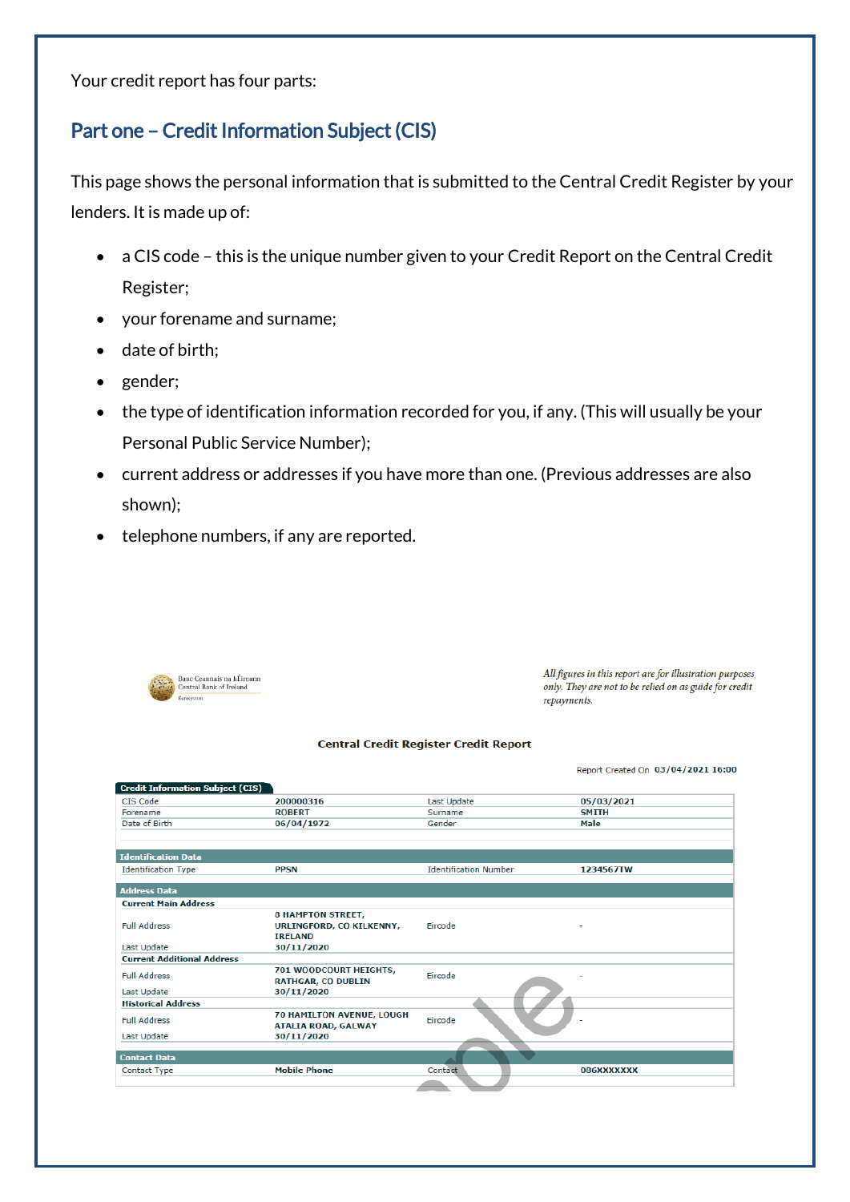Your credit report has four parts:

## Part one – Credit Information Subject (CIS)

This page shows the personal information that is submitted to the Central Credit Register by your lenders. It is made up of:

- a CIS code – this is the unique number given to your Credit Report on the Central Credit Register;
- your forename and surname;
- date of birth;
- gender;
- the type of identification information recorded for you, if any. (This will usually be your Personal Public Service Number);
- current address or addresses if you have more than one. (Previous addresses are also shown);
- telephone numbers, if any are reported.

Banc Ceannais na hÉireann
Central Bank of Ireland
Eurosystem

*All figures in this report are for illustration purposes only. They are not to be relied on as guide for credit repayments.*

**Central Credit Register Credit Report**

Report Created On 03/04/2021 16:00

**Credit Information Subject (CIS)**

| | | | |
|---|---|---|---|
| CIS Code | 200000316 | Last Update | 05/03/2021 |
| Forename | ROBERT | Surname | SMITH |
| Date of Birth | 06/04/1972 | Gender | Male |

**Identification Data**

| | | | |
|---|---|---|---|
| Identification Type | PPSN | Identification Number | 1234567TW |

**Address Data**

**Current Main Address**

| | | | |
|---|---|---|---|
| Full Address | 8 HAMPTON STREET, URLINGFORD, CO KILKENNY, IRELAND | Eircode | - |
| Last Update | 30/11/2020 | | |

**Current Additional Address**

| | | | |
|---|---|---|---|
| Full Address | 701 WOODCOURT HEIGHTS, RATHGAR, CO DUBLIN | Eircode | - |
| Last Update | 30/11/2020 | | |

**Historical Address**

| | | | |
|---|---|---|---|
| Full Address | 70 HAMILTON AVENUE, LOUGH ATALIA ROAD, GALWAY | Eircode | - |
| Last Update | 30/11/2020 | | |

**Contact Data**

| | | | |
|---|---|---|---|
| Contact Type | Mobile Phone | Contact | 086XXXXXXX |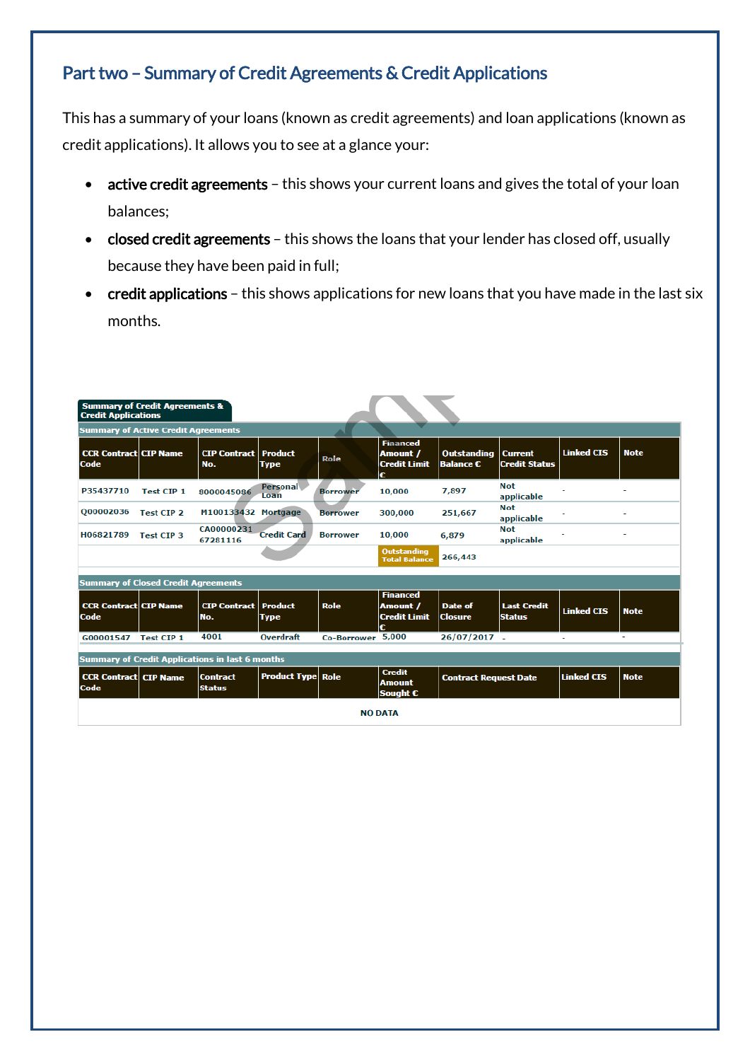## Part two – Summary of Credit Agreements & Credit Applications

This has a summary of your loans (known as credit agreements) and loan applications (known as credit applications). It allows you to see at a glance your:

- **active credit agreements** – this shows your current loans and gives the total of your loan balances;
- **closed credit agreements** – this shows the loans that your lender has closed off, usually because they have been paid in full;
- **credit applications** – this shows applications for new loans that you have made in the last six months.

**Summary of Credit Agreements & Credit Applications**

**Summary of Active Credit Agreements**

| CCR Contract Code | CIP Name | CIP Contract No. | Product Type | Role | Financed Amount / Credit Limit € | Outstanding Balance € | Current Credit Status | Linked CIS | Note |
|---|---|---|---|---|---|---|---|---|---|
| P35437710 | Test CIP 1 | 8000045086 | Personal Loan | Borrower | 10,000 | 7,897 | Not applicable | - | - |
| Q00002036 | Test CIP 2 | M100133432 | Mortgage | Borrower | 300,000 | 251,667 | Not applicable | - | - |
| H06821789 | Test CIP 3 | CA00000231 67281116 | Credit Card | Borrower | 10,000 | 6,879 | Not applicable | - | - |
| | | | | | Outstanding Total Balance | 266,443 | | | |

**Summary of Closed Credit Agreements**

| CCR Contract Code | CIP Name | CIP Contract No. | Product Type | Role | Financed Amount / Credit Limit € | Date of Closure | Last Credit Status | Linked CIS | Note |
|---|---|---|---|---|---|---|---|---|---|
| G00001547 | Test CIP 1 | 4001 | Overdraft | Co-Borrower | 5,000 | 26/07/2017 | - | - | - |

**Summary of Credit Applications in last 6 months**

| CCR Contract Code | CIP Name | Contract Status | Product Type | Role | Credit Amount Sought € | Contract Request Date | Linked CIS | Note |
|---|---|---|---|---|---|---|---|---|
| | | | | NO DATA | | | | |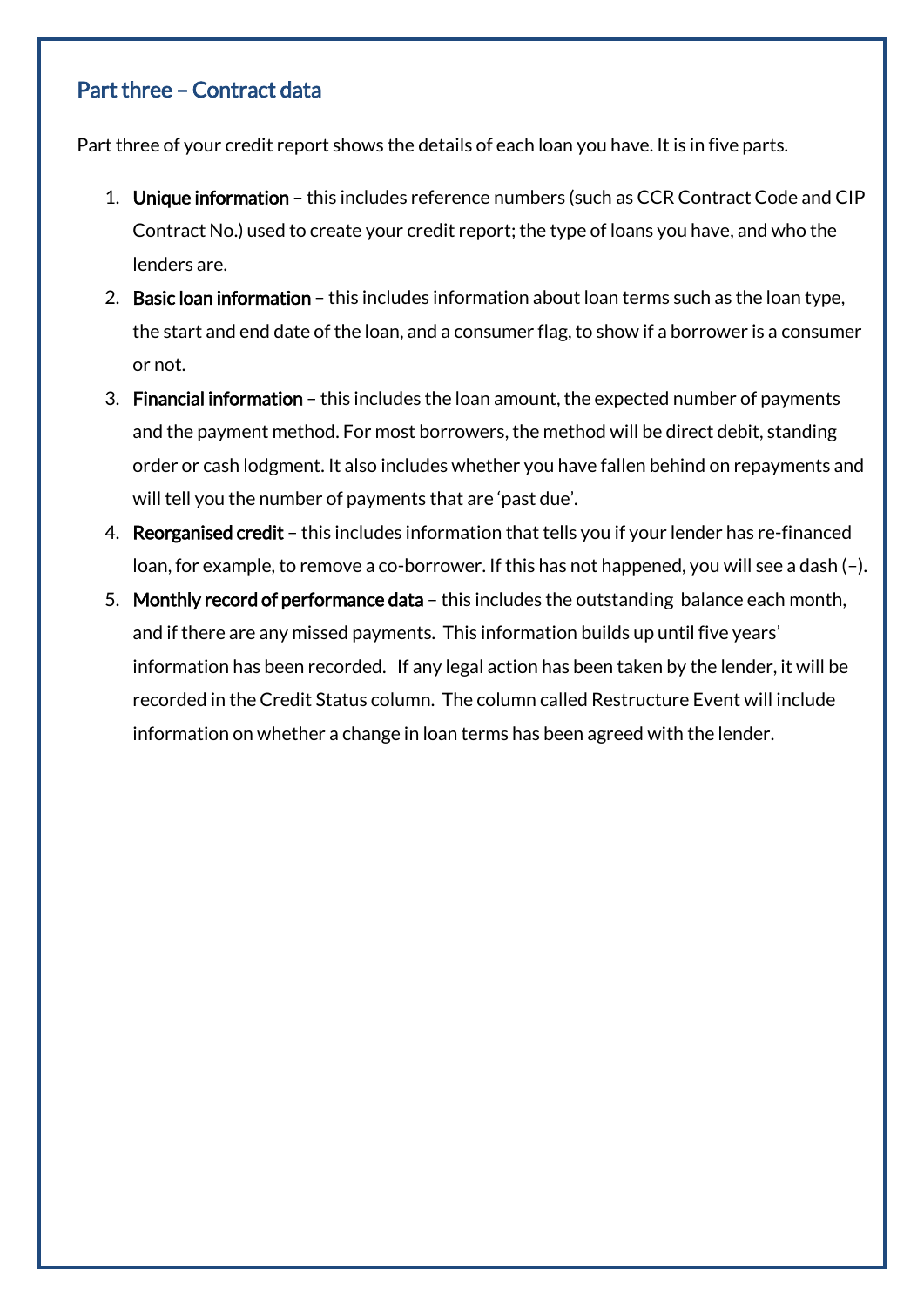## Part three – Contract data

Part three of your credit report shows the details of each loan you have. It is in five parts.

1. **Unique information** – this includes reference numbers (such as CCR Contract Code and CIP Contract No.) used to create your credit report; the type of loans you have, and who the lenders are.
2. **Basic loan information** – this includes information about loan terms such as the loan type, the start and end date of the loan, and a consumer flag, to show if a borrower is a consumer or not.
3. **Financial information** – this includes the loan amount, the expected number of payments and the payment method. For most borrowers, the method will be direct debit, standing order or cash lodgment. It also includes whether you have fallen behind on repayments and will tell you the number of payments that are 'past due'.
4. **Reorganised credit** – this includes information that tells you if your lender has re-financed loan, for example, to remove a co-borrower. If this has not happened, you will see a dash (–).
5. **Monthly record of performance data** – this includes the outstanding balance each month, and if there are any missed payments. This information builds up until five years' information has been recorded. If any legal action has been taken by the lender, it will be recorded in the Credit Status column. The column called Restructure Event will include information on whether a change in loan terms has been agreed with the lender.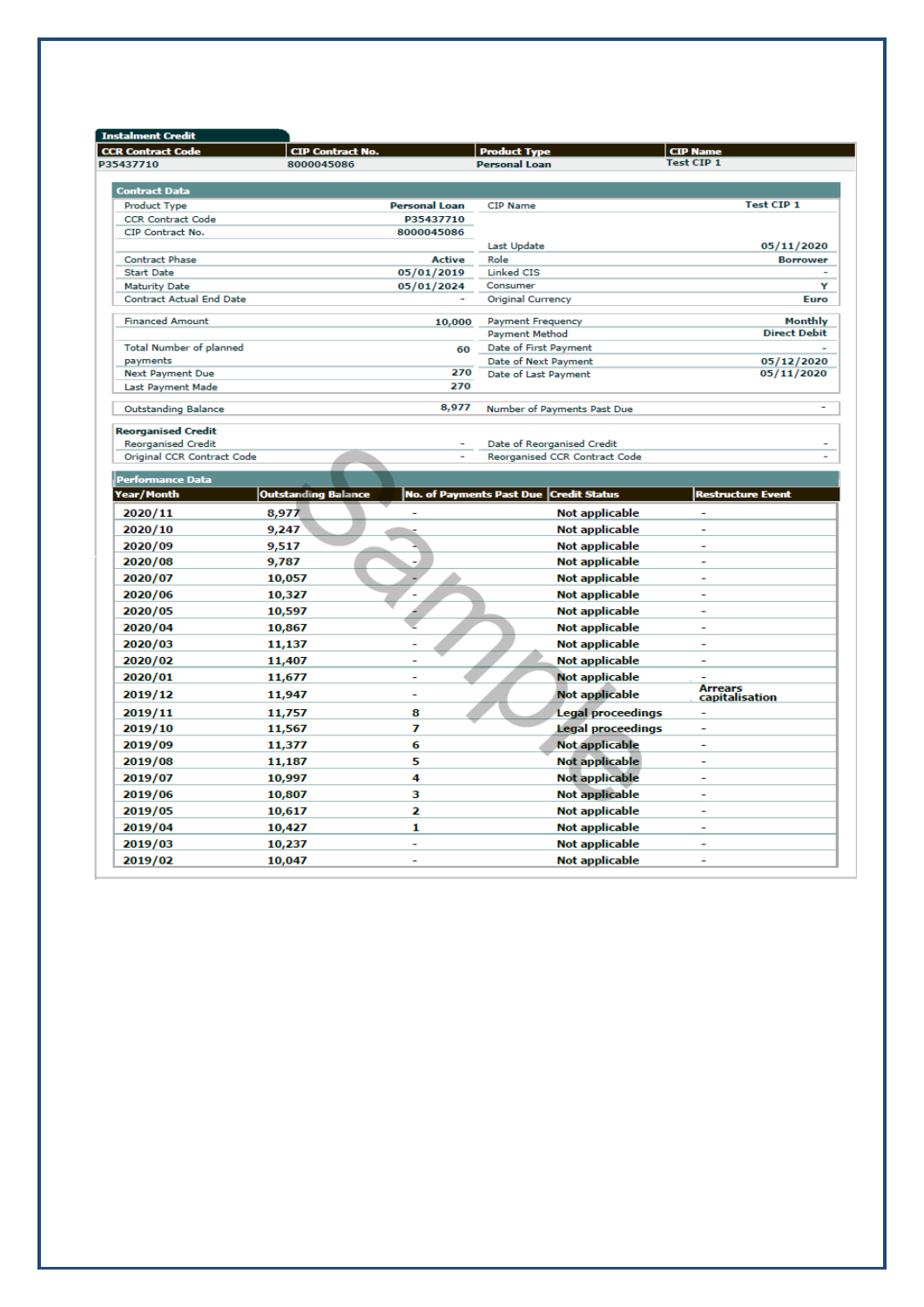## Instalment Credit

| CCR Contract Code | CIP Contract No. | Product Type | CIP Name |
|---|---|---|---|
| P35437710 | 8000045086 | Personal Loan | Test CIP 1 |

### Contract Data

| | | | |
|---|---|---|---|
| Product Type | Personal Loan | CIP Name | Test CIP 1 |
| CCR Contract Code | P35437710 | | |
| CIP Contract No. | 8000045086 | | |
| | | Last Update | 05/11/2020 |
| Contract Phase | Active | Role | Borrower |
| Start Date | 05/01/2019 | Linked CIS | - |
| Maturity Date | 05/01/2024 | Consumer | Y |
| Contract Actual End Date | - | Original Currency | Euro |

| | | | |
|---|---|---|---|
| Financed Amount | 10,000 | Payment Frequency | Monthly |
| | | Payment Method | Direct Debit |
| Total Number of planned payments | 60 | Date of First Payment | - |
| | | Date of Next Payment | 05/12/2020 |
| Next Payment Due | 270 | Date of Last Payment | 05/11/2020 |
| Last Payment Made | 270 | | |

| | | | |
|---|---|---|---|
| Outstanding Balance | 8,977 | Number of Payments Past Due | - |

**Reorganised Credit**

| | | | |
|---|---|---|---|
| Reorganised Credit | - | Date of Reorganised Credit | - |
| Original CCR Contract Code | - | Reorganised CCR Contract Code | - |

### Performance Data

| Year/Month | Outstanding Balance | No. of Payments Past Due | Credit Status | Restructure Event |
|---|---|---|---|---|
| 2020/11 | 8,977 | - | Not applicable | - |
| 2020/10 | 9,247 | - | Not applicable | - |
| 2020/09 | 9,517 | - | Not applicable | - |
| 2020/08 | 9,787 | - | Not applicable | - |
| 2020/07 | 10,057 | - | Not applicable | - |
| 2020/06 | 10,327 | - | Not applicable | - |
| 2020/05 | 10,597 | - | Not applicable | - |
| 2020/04 | 10,867 | - | Not applicable | - |
| 2020/03 | 11,137 | - | Not applicable | - |
| 2020/02 | 11,407 | - | Not applicable | - |
| 2020/01 | 11,677 | - | Not applicable | - |
| 2019/12 | 11,947 | - | Not applicable | Arrears capitalisation |
| 2019/11 | 11,757 | 8 | Legal proceedings | - |
| 2019/10 | 11,567 | 7 | Legal proceedings | - |
| 2019/09 | 11,377 | 6 | Not applicable | - |
| 2019/08 | 11,187 | 5 | Not applicable | - |
| 2019/07 | 10,997 | 4 | Not applicable | - |
| 2019/06 | 10,807 | 3 | Not applicable | - |
| 2019/05 | 10,617 | 2 | Not applicable | - |
| 2019/04 | 10,427 | 1 | Not applicable | - |
| 2019/03 | 10,237 | - | Not applicable | - |
| 2019/02 | 10,047 | - | Not applicable | - |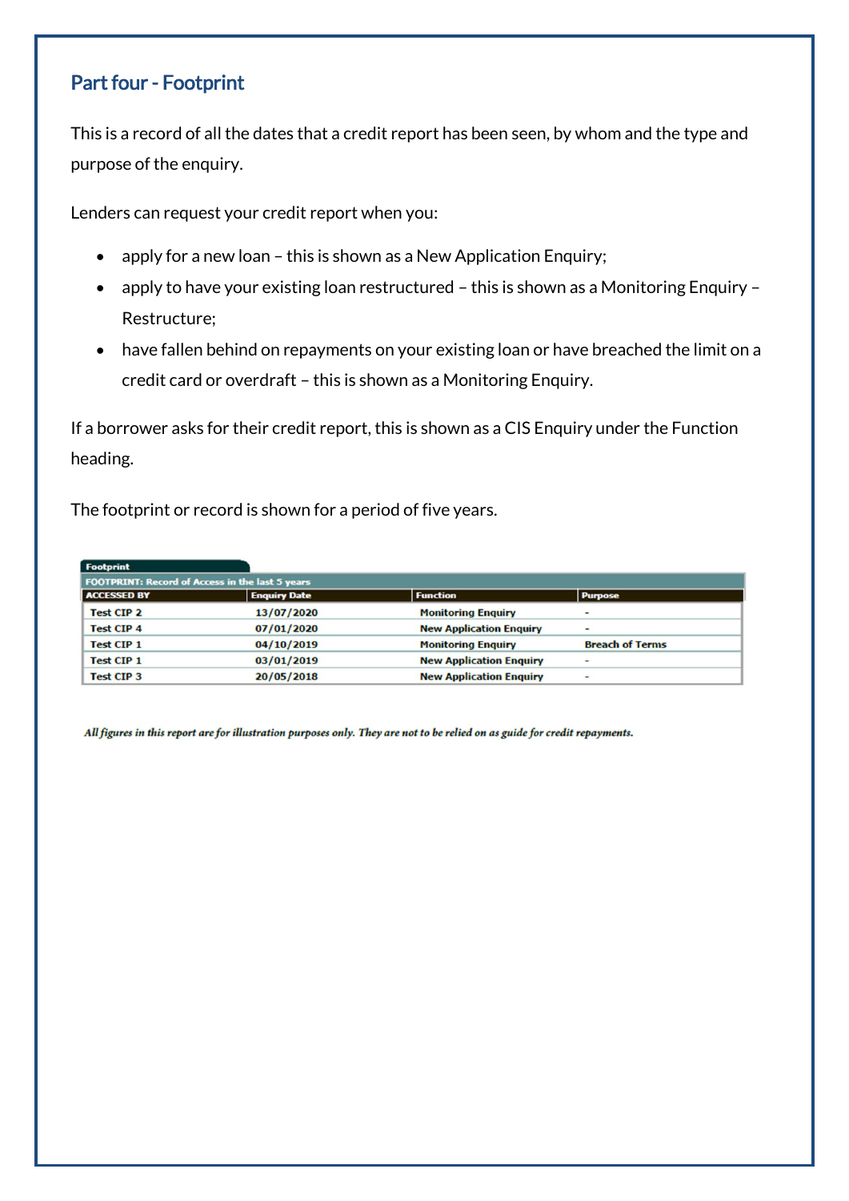## Part four - Footprint

This is a record of all the dates that a credit report has been seen, by whom and the type and purpose of the enquiry.

Lenders can request your credit report when you:

- apply for a new loan – this is shown as a New Application Enquiry;
- apply to have your existing loan restructured – this is shown as a Monitoring Enquiry – Restructure;
- have fallen behind on repayments on your existing loan or have breached the limit on a credit card or overdraft – this is shown as a Monitoring Enquiry.

If a borrower asks for their credit report, this is shown as a CIS Enquiry under the Function heading.

The footprint or record is shown for a period of five years.

**Footprint**

**FOOTPRINT: Record of Access in the last 5 years**

| ACCESSED BY | Enquiry Date | Function | Purpose |
|---|---|---|---|
| Test CIP 2 | 13/07/2020 | Monitoring Enquiry | - |
| Test CIP 4 | 07/01/2020 | New Application Enquiry | - |
| Test CIP 1 | 04/10/2019 | Monitoring Enquiry | Breach of Terms |
| Test CIP 1 | 03/01/2019 | New Application Enquiry | - |
| Test CIP 3 | 20/05/2018 | New Application Enquiry | - |

*All figures in this report are for illustration purposes only. They are not to be relied on as guide for credit repayments.*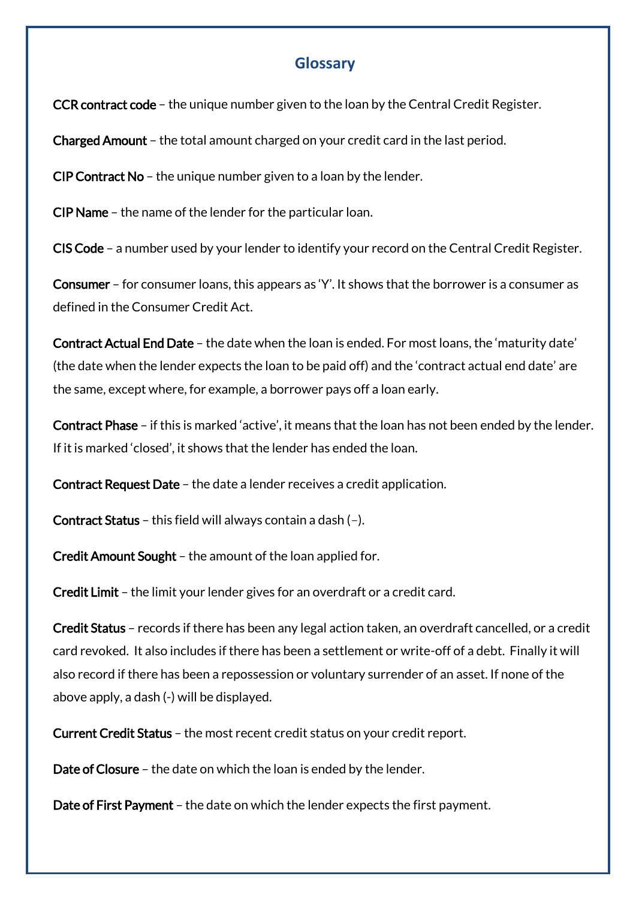## Glossary

**CCR contract code** – the unique number given to the loan by the Central Credit Register.

**Charged Amount** – the total amount charged on your credit card in the last period.

**CIP Contract No** – the unique number given to a loan by the lender.

**CIP Name** – the name of the lender for the particular loan.

**CIS Code** – a number used by your lender to identify your record on the Central Credit Register.

**Consumer** – for consumer loans, this appears as 'Y'. It shows that the borrower is a consumer as defined in the Consumer Credit Act.

**Contract Actual End Date** – the date when the loan is ended. For most loans, the 'maturity date' (the date when the lender expects the loan to be paid off) and the 'contract actual end date' are the same, except where, for example, a borrower pays off a loan early.

**Contract Phase** – if this is marked 'active', it means that the loan has not been ended by the lender. If it is marked 'closed', it shows that the lender has ended the loan.

**Contract Request Date** – the date a lender receives a credit application.

**Contract Status** – this field will always contain a dash (–).

**Credit Amount Sought** – the amount of the loan applied for.

**Credit Limit** – the limit your lender gives for an overdraft or a credit card.

**Credit Status** – records if there has been any legal action taken, an overdraft cancelled, or a credit card revoked. It also includes if there has been a settlement or write-off of a debt. Finally it will also record if there has been a repossession or voluntary surrender of an asset. If none of the above apply, a dash (-) will be displayed.

**Current Credit Status** – the most recent credit status on your credit report.

**Date of Closure** – the date on which the loan is ended by the lender.

**Date of First Payment** – the date on which the lender expects the first payment.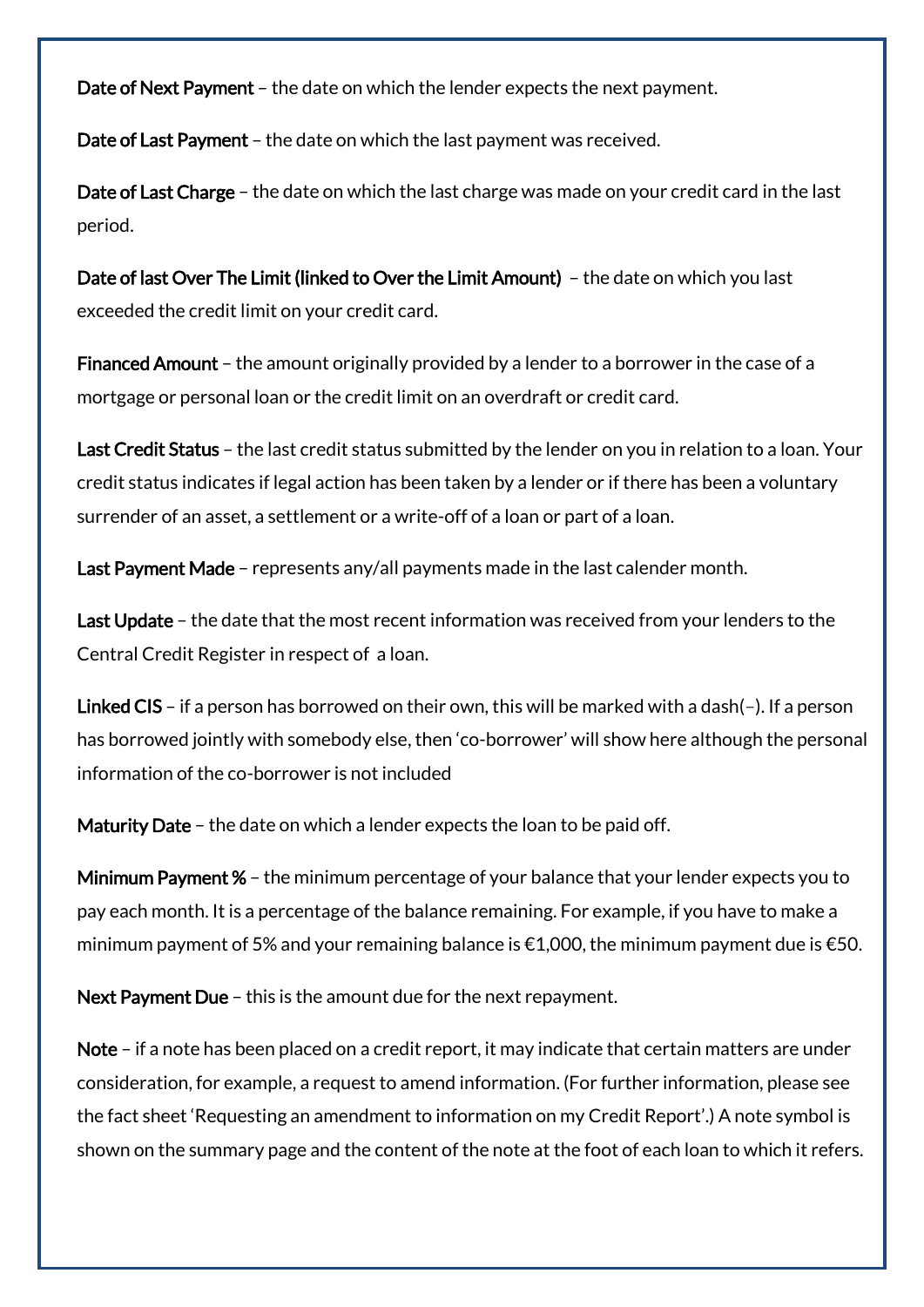**Date of Next Payment** – the date on which the lender expects the next payment.

**Date of Last Payment** – the date on which the last payment was received.

**Date of Last Charge** – the date on which the last charge was made on your credit card in the last period.

**Date of last Over The Limit (linked to Over the Limit Amount)** – the date on which you last exceeded the credit limit on your credit card.

**Financed Amount** – the amount originally provided by a lender to a borrower in the case of a mortgage or personal loan or the credit limit on an overdraft or credit card.

**Last Credit Status** – the last credit status submitted by the lender on you in relation to a loan. Your credit status indicates if legal action has been taken by a lender or if there has been a voluntary surrender of an asset, a settlement or a write-off of a loan or part of a loan.

**Last Payment Made** – represents any/all payments made in the last calender month.

**Last Update** – the date that the most recent information was received from your lenders to the Central Credit Register in respect of a loan.

**Linked CIS** – if a person has borrowed on their own, this will be marked with a dash(–). If a person has borrowed jointly with somebody else, then 'co-borrower' will show here although the personal information of the co-borrower is not included

**Maturity Date** – the date on which a lender expects the loan to be paid off.

**Minimum Payment %** – the minimum percentage of your balance that your lender expects you to pay each month. It is a percentage of the balance remaining. For example, if you have to make a minimum payment of 5% and your remaining balance is €1,000, the minimum payment due is €50.

**Next Payment Due** – this is the amount due for the next repayment.

**Note** – if a note has been placed on a credit report, it may indicate that certain matters are under consideration, for example, a request to amend information. (For further information, please see the fact sheet 'Requesting an amendment to information on my Credit Report'.) A note symbol is shown on the summary page and the content of the note at the foot of each loan to which it refers.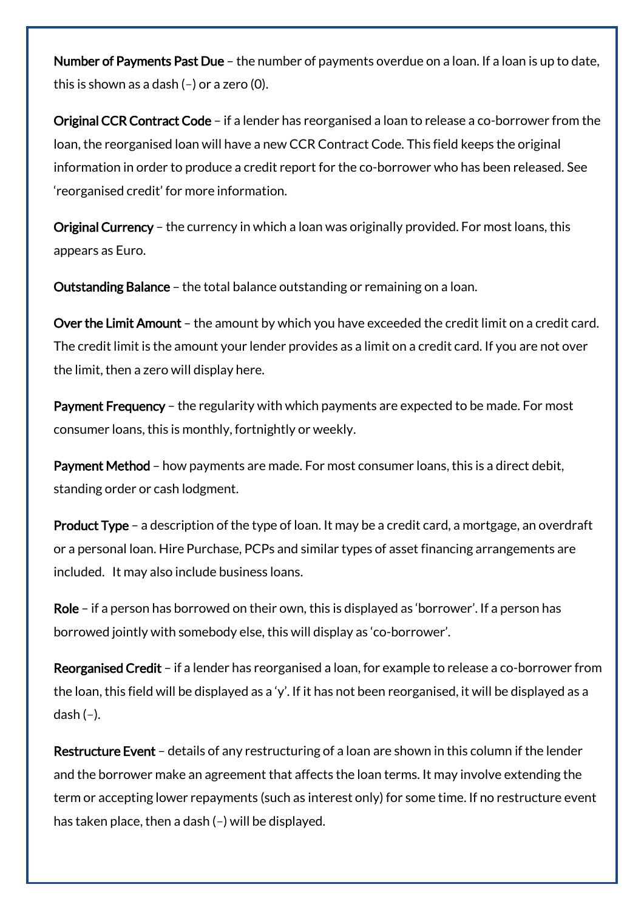**Number of Payments Past Due** – the number of payments overdue on a loan. If a loan is up to date, this is shown as a dash (–) or a zero (0).

**Original CCR Contract Code** – if a lender has reorganised a loan to release a co-borrower from the loan, the reorganised loan will have a new CCR Contract Code. This field keeps the original information in order to produce a credit report for the co-borrower who has been released. See 'reorganised credit' for more information.

**Original Currency** – the currency in which a loan was originally provided. For most loans, this appears as Euro.

**Outstanding Balance** – the total balance outstanding or remaining on a loan.

**Over the Limit Amount** – the amount by which you have exceeded the credit limit on a credit card. The credit limit is the amount your lender provides as a limit on a credit card. If you are not over the limit, then a zero will display here.

**Payment Frequency** – the regularity with which payments are expected to be made. For most consumer loans, this is monthly, fortnightly or weekly.

**Payment Method** – how payments are made. For most consumer loans, this is a direct debit, standing order or cash lodgment.

**Product Type** – a description of the type of loan. It may be a credit card, a mortgage, an overdraft or a personal loan. Hire Purchase, PCPs and similar types of asset financing arrangements are included. It may also include business loans.

**Role** – if a person has borrowed on their own, this is displayed as 'borrower'. If a person has borrowed jointly with somebody else, this will display as 'co-borrower'.

**Reorganised Credit** – if a lender has reorganised a loan, for example to release a co-borrower from the loan, this field will be displayed as a 'y'. If it has not been reorganised, it will be displayed as a dash (–).

**Restructure Event** – details of any restructuring of a loan are shown in this column if the lender and the borrower make an agreement that affects the loan terms. It may involve extending the term or accepting lower repayments (such as interest only) for some time. If no restructure event has taken place, then a dash (–) will be displayed.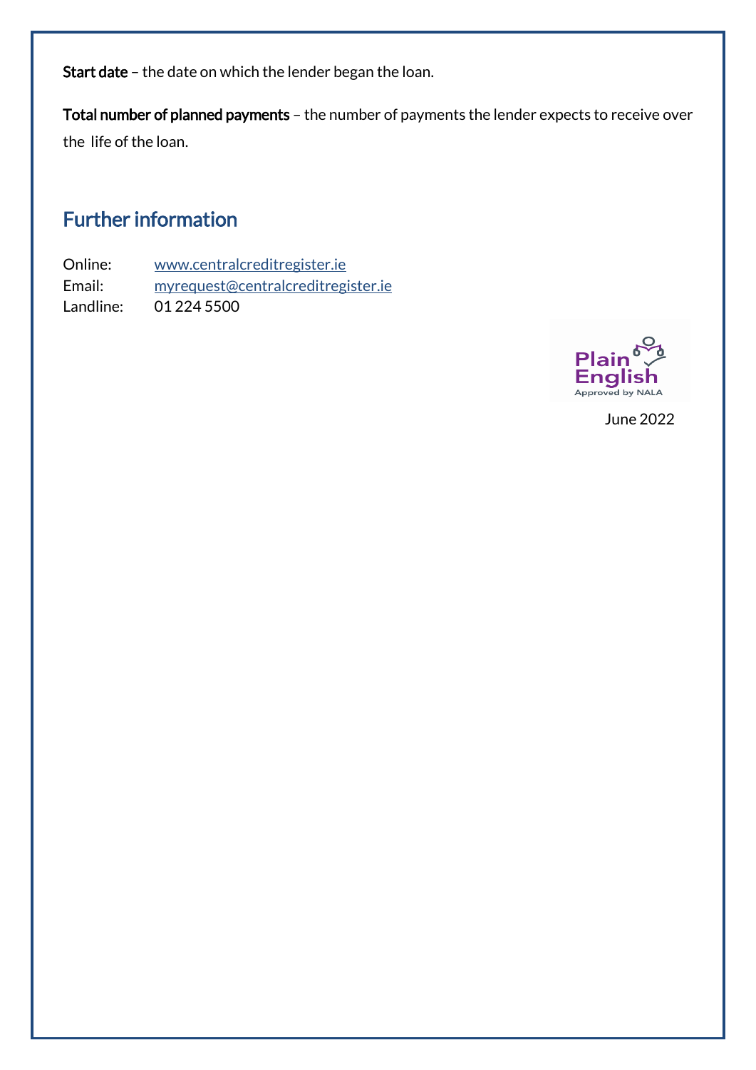**Start date** – the date on which the lender began the loan.

**Total number of planned payments** – the number of payments the lender expects to receive over the life of the loan.

## Further information

Online: www.centralcreditregister.ie
Email: myrequest@centralcreditregister.ie
Landline: 01 224 5500

Plain English Approved by NALA

June 2022